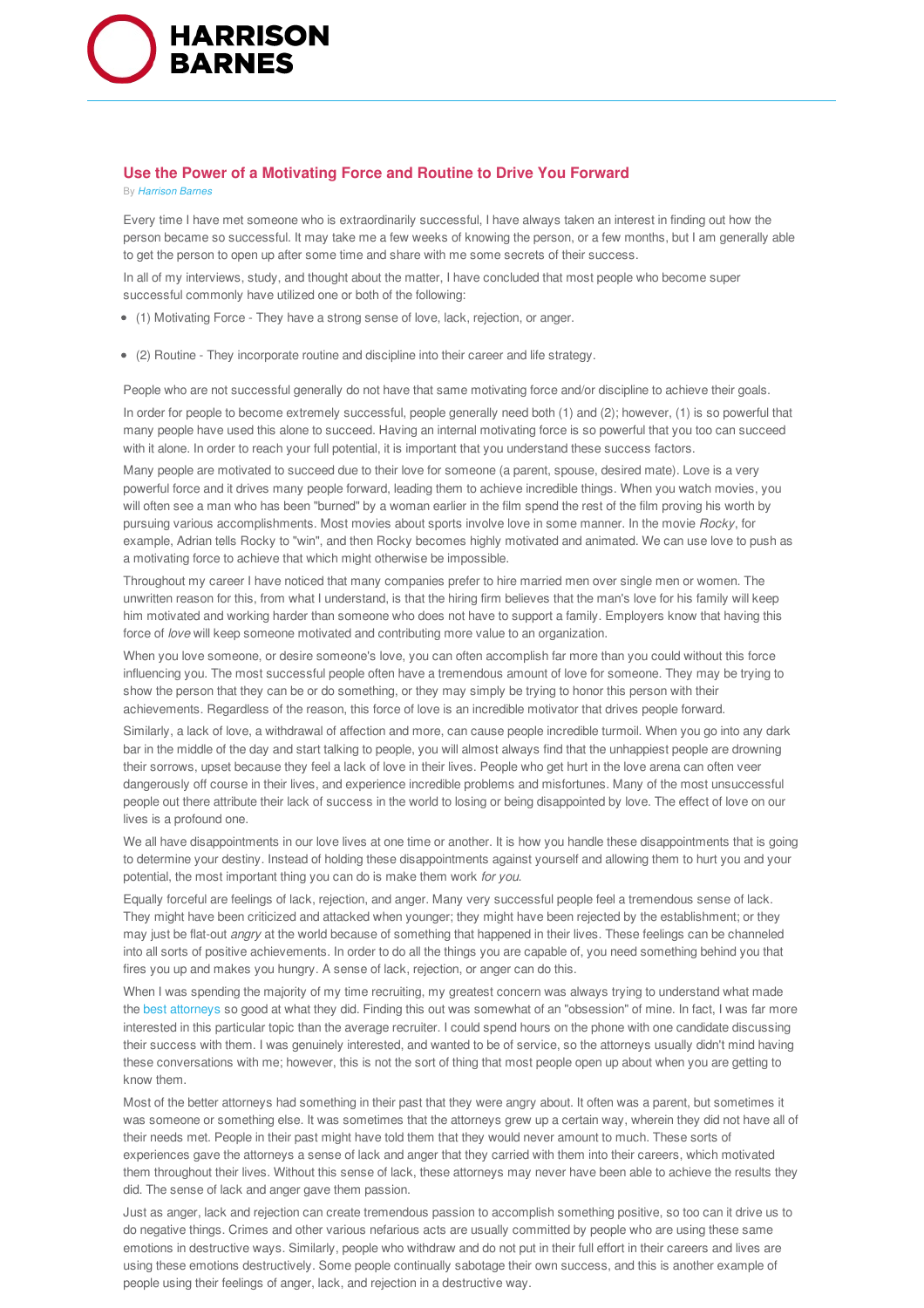## Use the Power of a Motivating Force and Routine to Drive You Forward

By *Harrison Barnes*

Every time I have met someone who is extraordinarily successful, I have always taken an interest in finding out how the person became so successful. It may take me a few weeks of knowing the person, or a few months, but I am generally able to get the person to open up after some time and share with me some secrets of their success.

In all of my interviews, study, and thought about the matter, I have concluded that most people who become super successful commonly have utilized one or both of the following:

- (1) Motivating Force - They have a strong sense of love, lack, rejection, or anger.
- (2) Routine - They incorporate routine and discipline into their career and life strategy.

People who are not successful generally do not have that same motivating force and/or discipline to achieve their goals.

In order for people to become extremely successful, people generally need both (1) and (2); however, (1) is so powerful that many people have used this alone to succeed. Having an internal motivating force is so powerful that you too can succeed with it alone. In order to reach your full potential, it is important that you understand these success factors.

Many people are motivated to succeed due to their love for someone (a parent, spouse, desired mate). Love is a very powerful force and it drives many people forward, leading them to achieve incredible things. When you watch movies, you will often see a man who has been "burned" by a woman earlier in the film spend the rest of the film proving his worth by pursuing various accomplishments. Most movies about sports involve love in some manner. In the movie *Rocky*, for example, Adrian tells Rocky to "win", and then Rocky becomes highly motivated and animated. We can use love to push as a motivating force to achieve that which might otherwise be impossible.

Throughout my career I have noticed that many companies prefer to hire married men over single men or women. The unwritten reason for this, from what I understand, is that the hiring firm believes that the man's love for his family will keep him motivated and working harder than someone who does not have to support a family. Employers know that having this force of *love* will keep someone motivated and contributing more value to an organization.

When you love someone, or desire someone's love, you can often accomplish far more than you could without this force influencing you. The most successful people often have a tremendous amount of love for someone. They may be trying to show the person that they can be or do something, or they may simply be trying to honor this person with their achievements. Regardless of the reason, this force of love is an incredible motivator that drives people forward.

Similarly, a lack of love, a withdrawal of affection and more, can cause people incredible turmoil. When you go into any dark bar in the middle of the day and start talking to people, you will almost always find that the unhappiest people are drowning their sorrows, upset because they feel a lack of love in their lives. People who get hurt in the love arena can often veer dangerously off course in their lives, and experience incredible problems and misfortunes. Many of the most unsuccessful people out there attribute their lack of success in the world to losing or being disappointed by love. The effect of love on our lives is a profound one.

We all have disappointments in our love lives at one time or another. It is how you handle these disappointments that is going to determine your destiny. Instead of holding these disappointments against yourself and allowing them to hurt you and your potential, the most important thing you can do is make them work *for you*.

Equally forceful are feelings of lack, rejection, and anger. Many very successful people feel a tremendous sense of lack. They might have been criticized and attacked when younger; they might have been rejected by the establishment; or they may just be flat-out *angry* at the world because of something that happened in their lives. These feelings can be channeled into all sorts of positive achievements. In order to do all the things you are capable of, you need something behind you that fires you up and makes you hungry. A sense of lack, rejection, or anger can do this.

When I was spending the majority of my time recruiting, my greatest concern was always trying to understand what made the best attorneys so good at what they did. Finding this out was somewhat of an "obsession" of mine. In fact, I was far more interested in this particular topic than the average recruiter. I could spend hours on the phone with one candidate discussing their success with them. I was genuinely interested, and wanted to be of service, so the attorneys usually didn't mind having these conversations with me; however, this is not the sort of thing that most people open up about when you are getting to know them.

Most of the better attorneys had something in their past that they were angry about. It often was a parent, but sometimes it was someone or something else. It was sometimes that the attorneys grew up a certain way, wherein they did not have all of their needs met. People in their past might have told them that they would never amount to much. These sorts of experiences gave the attorneys a sense of lack and anger that they carried with them into their careers, which motivated them throughout their lives. Without this sense of lack, these attorneys may never have been able to achieve the results they did. The sense of lack and anger gave them passion.

Just as anger, lack and rejection can create tremendous passion to accomplish something positive, so too can it drive us to do negative things. Crimes and other various nefarious acts are usually committed by people who are using these same emotions in destructive ways. Similarly, people who withdraw and do not put in their full effort in their careers and lives are using these emotions destructively. Some people continually sabotage their own success, and this is another example of people using their feelings of anger, lack, and rejection in a destructive way.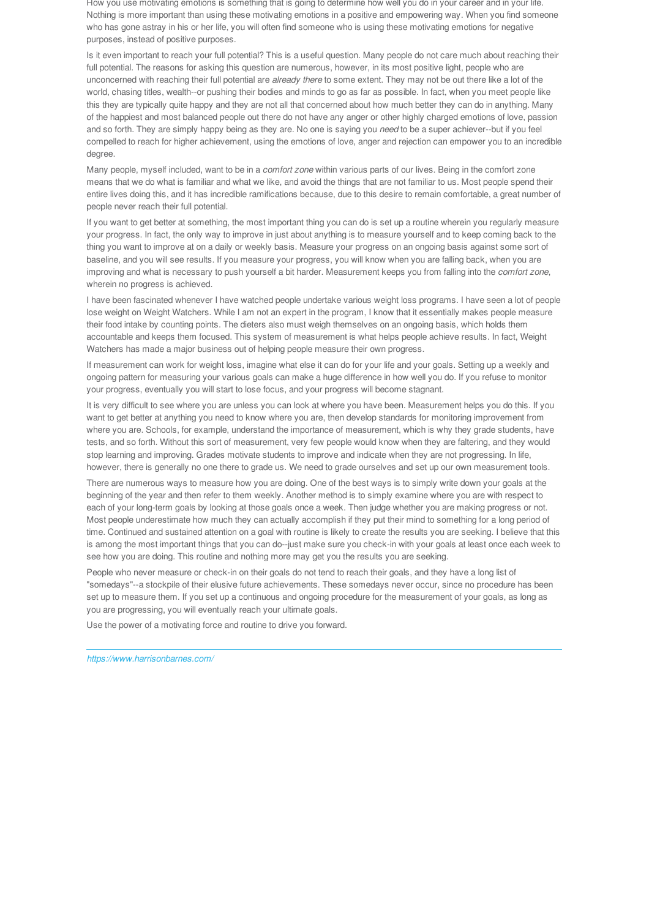How you use motivating emotions is something that is going to determine how well you do in your career and in your life. Nothing is more important than using these motivating emotions in a positive and empowering way. When you find someone who has gone astray in his or her life, you will often find someone who is using these motivating emotions for negative purposes, instead of positive purposes.

Is it even important to reach your full potential? This is a useful question. Many people do not care much about reaching their full potential. The reasons for asking this question are numerous, however, in its most positive light, people who are unconcerned with reaching their full potential are *already there* to some extent. They may not be out there like a lot of the world, chasing titles, wealth--or pushing their bodies and minds to go as far as possible. In fact, when you meet people like this they are typically quite happy and they are not all that concerned about how much better they can do in anything. Many of the happiest and most balanced people out there do not have any anger or other highly charged emotions of love, passion and so forth. They are simply happy being as they are. No one is saying you *need* to be a super achiever--but if you feel compelled to reach for higher achievement, using the emotions of love, anger and rejection can empower you to an incredible degree.

Many people, myself included, want to be in a *comfort zone* within various parts of our lives. Being in the comfort zone means that we do what is familiar and what we like, and avoid the things that are not familiar to us. Most people spend their entire lives doing this, and it has incredible ramifications because, due to this desire to remain comfortable, a great number of people never reach their full potential.

If you want to get better at something, the most important thing you can do is set up a routine wherein you regularly measure your progress. In fact, the only way to improve in just about anything is to measure yourself and to keep coming back to the thing you want to improve at on a daily or weekly basis. Measure your progress on an ongoing basis against some sort of baseline, and you will see results. If you measure your progress, you will know when you are falling back, when you are improving and what is necessary to push yourself a bit harder. Measurement keeps you from falling into the *comfort zone*, wherein no progress is achieved.

I have been fascinated whenever I have watched people undertake various weight loss programs. I have seen a lot of people lose weight on Weight Watchers. While I am not an expert in the program, I know that it essentially makes people measure their food intake by counting points. The dieters also must weigh themselves on an ongoing basis, which holds them accountable and keeps them focused. This system of measurement is what helps people achieve results. In fact, Weight Watchers has made a major business out of helping people measure their own progress.

If measurement can work for weight loss, imagine what else it can do for your life and your goals. Setting up a weekly and ongoing pattern for measuring your various goals can make a huge difference in how well you do. If you refuse to monitor your progress, eventually you will start to lose focus, and your progress will become stagnant.

It is very difficult to see where you are unless you can look at where you have been. Measurement helps you do this. If you want to get better at anything you need to know where you are, then develop standards for monitoring improvement from where you are. Schools, for example, understand the importance of measurement, which is why they grade students, have tests, and so forth. Without this sort of measurement, very few people would know when they are faltering, and they would stop learning and improving. Grades motivate students to improve and indicate when they are not progressing. In life, however, there is generally no one there to grade us. We need to grade ourselves and set up our own measurement tools.

There are numerous ways to measure how you are doing. One of the best ways is to simply write down your goals at the beginning of the year and then refer to them weekly. Another method is to simply examine where you are with respect to each of your long-term goals by looking at those goals once a week. Then judge whether you are making progress or not. Most people underestimate how much they can actually accomplish if they put their mind to something for a long period of time. Continued and sustained attention on a goal with routine is likely to create the results you are seeking. I believe that this is among the most important things that you can do--just make sure you check-in with your goals at least once each week to see how you are doing. This routine and nothing more may get you the results you are seeking.

People who never measure or check-in on their goals do not tend to reach their goals, and they have a long list of "somedays"--a stockpile of their elusive future achievements. These somedays never occur, since no procedure has been set up to measure them. If you set up a continuous and ongoing procedure for the measurement of your goals, as long as you are progressing, you will eventually reach your ultimate goals.

Use the power of a motivating force and routine to drive you forward.

---

*https://www.harrisonbarnes.com/*